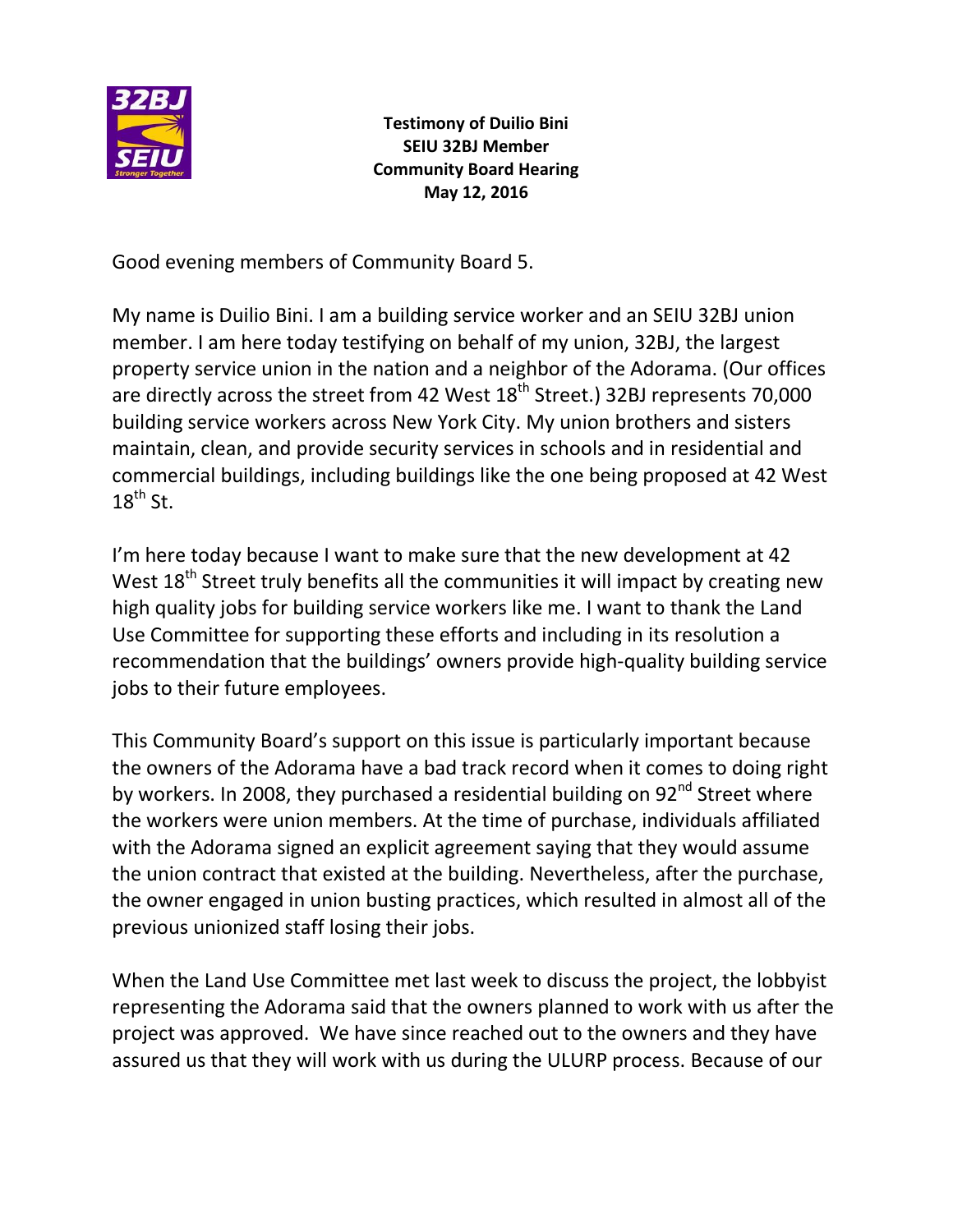**Testimony of Duilio Bini**
**SEIU 32BJ Member**
**Community Board Hearing**
**May 12, 2016**

Good evening members of Community Board 5.

My name is Duilio Bini. I am a building service worker and an SEIU 32BJ union member. I am here today testifying on behalf of my union, 32BJ, the largest property service union in the nation and a neighbor of the Adorama. (Our offices are directly across the street from 42 West 18th Street.) 32BJ represents 70,000 building service workers across New York City. My union brothers and sisters maintain, clean, and provide security services in schools and in residential and commercial buildings, including buildings like the one being proposed at 42 West 18th St.

I'm here today because I want to make sure that the new development at 42 West 18th Street truly benefits all the communities it will impact by creating new high quality jobs for building service workers like me. I want to thank the Land Use Committee for supporting these efforts and including in its resolution a recommendation that the buildings' owners provide high-quality building service jobs to their future employees.

This Community Board's support on this issue is particularly important because the owners of the Adorama have a bad track record when it comes to doing right by workers. In 2008, they purchased a residential building on 92nd Street where the workers were union members. At the time of purchase, individuals affiliated with the Adorama signed an explicit agreement saying that they would assume the union contract that existed at the building. Nevertheless, after the purchase, the owner engaged in union busting practices, which resulted in almost all of the previous unionized staff losing their jobs.

When the Land Use Committee met last week to discuss the project, the lobbyist representing the Adorama said that the owners planned to work with us after the project was approved. We have since reached out to the owners and they have assured us that they will work with us during the ULURP process. Because of our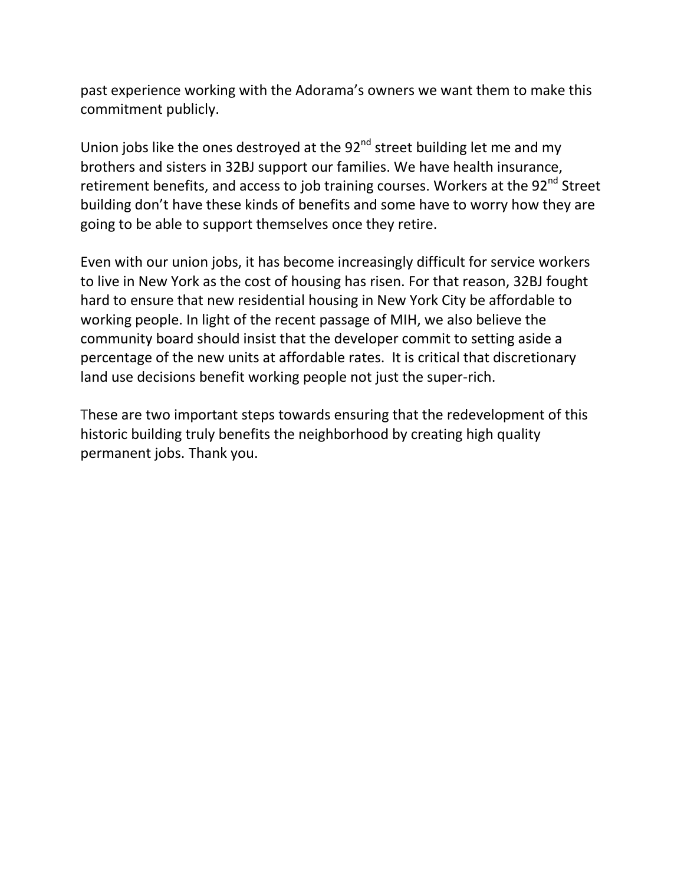past experience working with the Adorama's owners we want them to make this commitment publicly.

Union jobs like the ones destroyed at the 92nd street building let me and my brothers and sisters in 32BJ support our families. We have health insurance, retirement benefits, and access to job training courses. Workers at the 92nd Street building don't have these kinds of benefits and some have to worry how they are going to be able to support themselves once they retire.

Even with our union jobs, it has become increasingly difficult for service workers to live in New York as the cost of housing has risen. For that reason, 32BJ fought hard to ensure that new residential housing in New York City be affordable to working people. In light of the recent passage of MIH, we also believe the community board should insist that the developer commit to setting aside a percentage of the new units at affordable rates. It is critical that discretionary land use decisions benefit working people not just the super-rich.

These are two important steps towards ensuring that the redevelopment of this historic building truly benefits the neighborhood by creating high quality permanent jobs. Thank you.